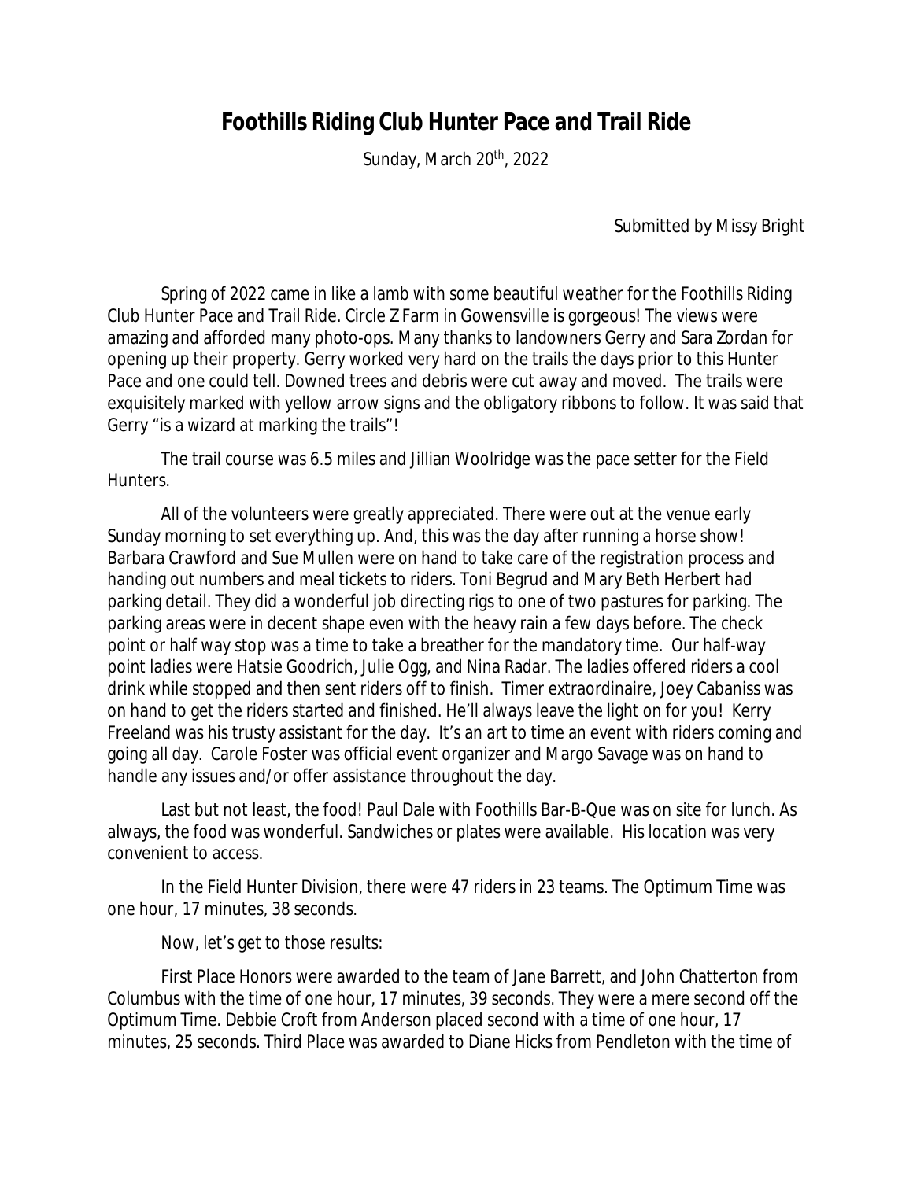# Foothills Riding Club Hunter Pace and Trail Ride

Sunday, March 20th, 2022

Submitted by Missy Bright

Spring of 2022 came in like a lamb with some beautiful weather for the Foothills Riding Club Hunter Pace and Trail Ride. Circle Z Farm in Gowensville is gorgeous! The views were amazing and afforded many photo-ops. Many thanks to landowners Gerry and Sara Zordan for opening up their property. Gerry worked very hard on the trails the days prior to this Hunter Pace and one could tell. Downed trees and debris were cut away and moved. The trails were exquisitely marked with yellow arrow signs and the obligatory ribbons to follow. It was said that Gerry "is a wizard at marking the trails"!

The trail course was 6.5 miles and Jillian Woolridge was the pace setter for the Field Hunters.

All of the volunteers were greatly appreciated. There were out at the venue early Sunday morning to set everything up. And, this was the day after running a horse show! Barbara Crawford and Sue Mullen were on hand to take care of the registration process and handing out numbers and meal tickets to riders. Toni Begrud and Mary Beth Herbert had parking detail. They did a wonderful job directing rigs to one of two pastures for parking. The parking areas were in decent shape even with the heavy rain a few days before. The check point or half way stop was a time to take a breather for the mandatory time. Our half-way point ladies were Hatsie Goodrich, Julie Ogg, and Nina Radar. The ladies offered riders a cool drink while stopped and then sent riders off to finish. Timer extraordinaire, Joey Cabaniss was on hand to get the riders started and finished. He'll always leave the light on for you! Kerry Freeland was his trusty assistant for the day. It's an art to time an event with riders coming and going all day. Carole Foster was official event organizer and Margo Savage was on hand to handle any issues and/or offer assistance throughout the day.

Last but not least, the food! Paul Dale with Foothills Bar-B-Que was on site for lunch. As always, the food was wonderful. Sandwiches or plates were available. His location was very convenient to access.

In the Field Hunter Division, there were 47 riders in 23 teams. The Optimum Time was one hour, 17 minutes, 38 seconds.

Now, let's get to those results:

First Place Honors were awarded to the team of Jane Barrett, and John Chatterton from Columbus with the time of one hour, 17 minutes, 39 seconds. They were a mere second off the Optimum Time. Debbie Croft from Anderson placed second with a time of one hour, 17 minutes, 25 seconds. Third Place was awarded to Diane Hicks from Pendleton with the time of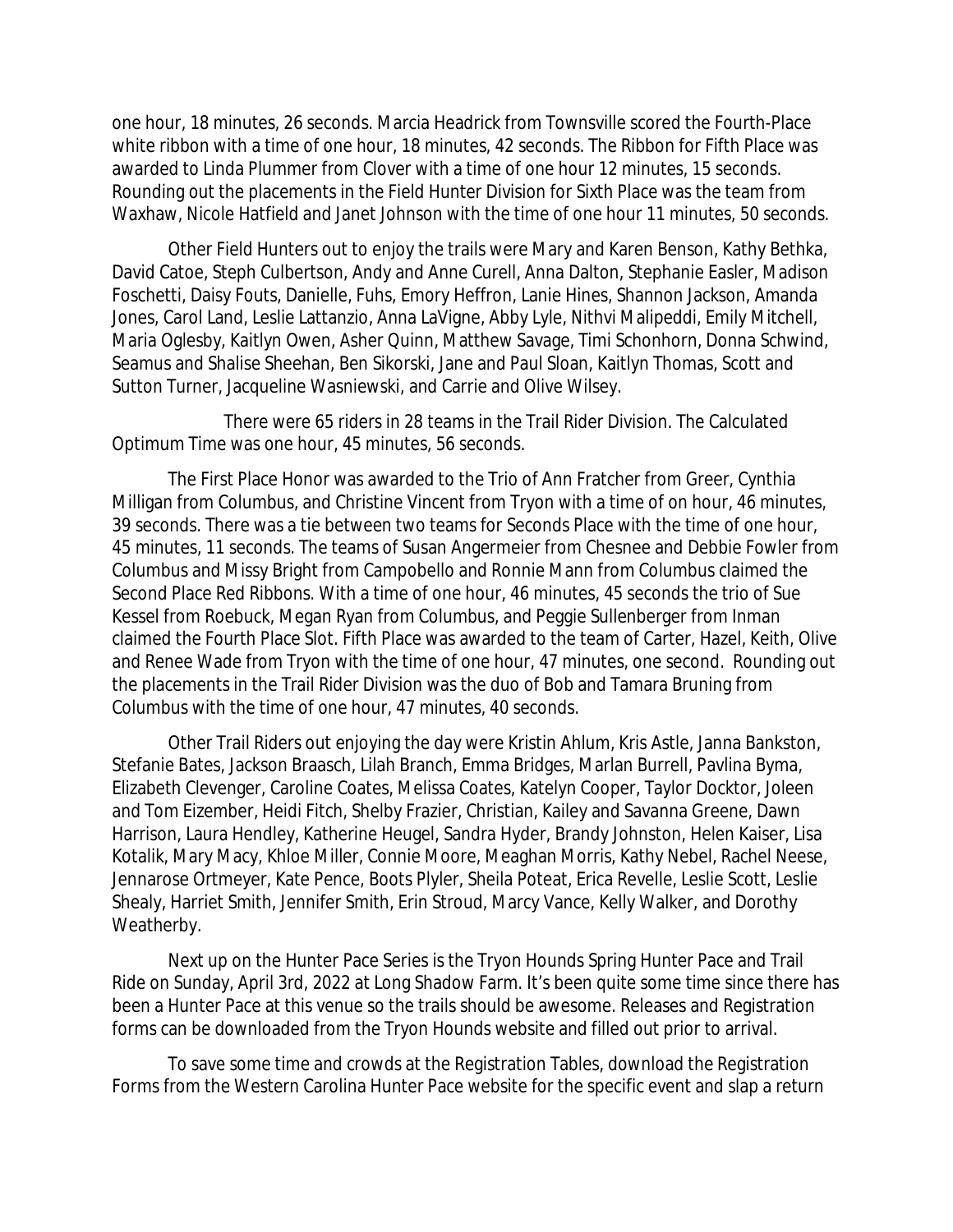one hour, 18 minutes, 26 seconds. Marcia Headrick from Townsville scored the Fourth-Place white ribbon with a time of one hour, 18 minutes, 42 seconds. The Ribbon for Fifth Place was awarded to Linda Plummer from Clover with a time of one hour 12 minutes, 15 seconds. Rounding out the placements in the Field Hunter Division for Sixth Place was the team from Waxhaw, Nicole Hatfield and Janet Johnson with the time of one hour 11 minutes, 50 seconds.

Other Field Hunters out to enjoy the trails were Mary and Karen Benson, Kathy Bethka, David Catoe, Steph Culbertson, Andy and Anne Curell, Anna Dalton, Stephanie Easler, Madison Foschetti, Daisy Fouts, Danielle, Fuhs, Emory Heffron, Lanie Hines, Shannon Jackson, Amanda Jones, Carol Land, Leslie Lattanzio, Anna LaVigne, Abby Lyle, Nithvi Malipeddi, Emily Mitchell, Maria Oglesby, Kaitlyn Owen, Asher Quinn, Matthew Savage, Timi Schonhorn, Donna Schwind, Seamus and Shalise Sheehan, Ben Sikorski, Jane and Paul Sloan, Kaitlyn Thomas, Scott and Sutton Turner, Jacqueline Wasniewski, and Carrie and Olive Wilsey.

There were 65 riders in 28 teams in the Trail Rider Division. The Calculated Optimum Time was one hour, 45 minutes, 56 seconds.

The First Place Honor was awarded to the Trio of Ann Fratcher from Greer, Cynthia Milligan from Columbus, and Christine Vincent from Tryon with a time of on hour, 46 minutes, 39 seconds. There was a tie between two teams for Seconds Place with the time of one hour, 45 minutes, 11 seconds. The teams of Susan Angermeier from Chesnee and Debbie Fowler from Columbus and Missy Bright from Campobello and Ronnie Mann from Columbus claimed the Second Place Red Ribbons. With a time of one hour, 46 minutes, 45 seconds the trio of Sue Kessel from Roebuck, Megan Ryan from Columbus, and Peggie Sullenberger from Inman claimed the Fourth Place Slot. Fifth Place was awarded to the team of Carter, Hazel, Keith, Olive and Renee Wade from Tryon with the time of one hour, 47 minutes, one second. Rounding out the placements in the Trail Rider Division was the duo of Bob and Tamara Bruning from Columbus with the time of one hour, 47 minutes, 40 seconds.

Other Trail Riders out enjoying the day were Kristin Ahlum, Kris Astle, Janna Bankston, Stefanie Bates, Jackson Braasch, Lilah Branch, Emma Bridges, Marlan Burrell, Pavlina Byma, Elizabeth Clevenger, Caroline Coates, Melissa Coates, Katelyn Cooper, Taylor Docktor, Joleen and Tom Eizember, Heidi Fitch, Shelby Frazier, Christian, Kailey and Savanna Greene, Dawn Harrison, Laura Hendley, Katherine Heugel, Sandra Hyder, Brandy Johnston, Helen Kaiser, Lisa Kotalik, Mary Macy, Khloe Miller, Connie Moore, Meaghan Morris, Kathy Nebel, Rachel Neese, Jennarose Ortmeyer, Kate Pence, Boots Plyler, Sheila Poteat, Erica Revelle, Leslie Scott, Leslie Shealy, Harriet Smith, Jennifer Smith, Erin Stroud, Marcy Vance, Kelly Walker, and Dorothy Weatherby.

Next up on the Hunter Pace Series is the Tryon Hounds Spring Hunter Pace and Trail Ride on Sunday, April 3rd, 2022 at Long Shadow Farm. It's been quite some time since there has been a Hunter Pace at this venue so the trails should be awesome. Releases and Registration forms can be downloaded from the Tryon Hounds website and filled out prior to arrival.

To save some time and crowds at the Registration Tables, download the Registration Forms from the Western Carolina Hunter Pace website for the specific event and slap a return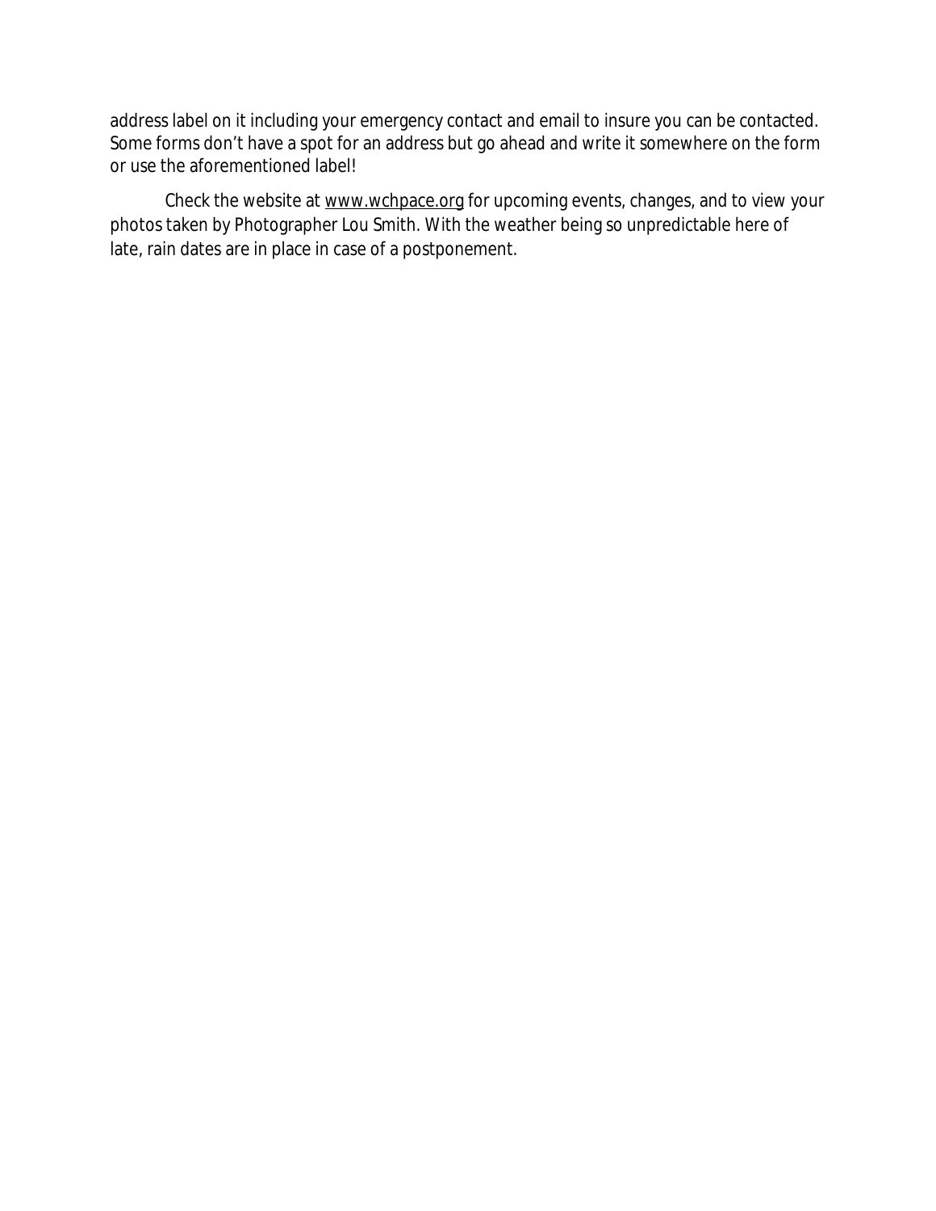address label on it including your emergency contact and email to insure you can be contacted. Some forms don't have a spot for an address but go ahead and write it somewhere on the form or use the aforementioned label!

Check the website at www.wchpace.org for upcoming events, changes, and to view your photos taken by Photographer Lou Smith. With the weather being so unpredictable here of late, rain dates are in place in case of a postponement.